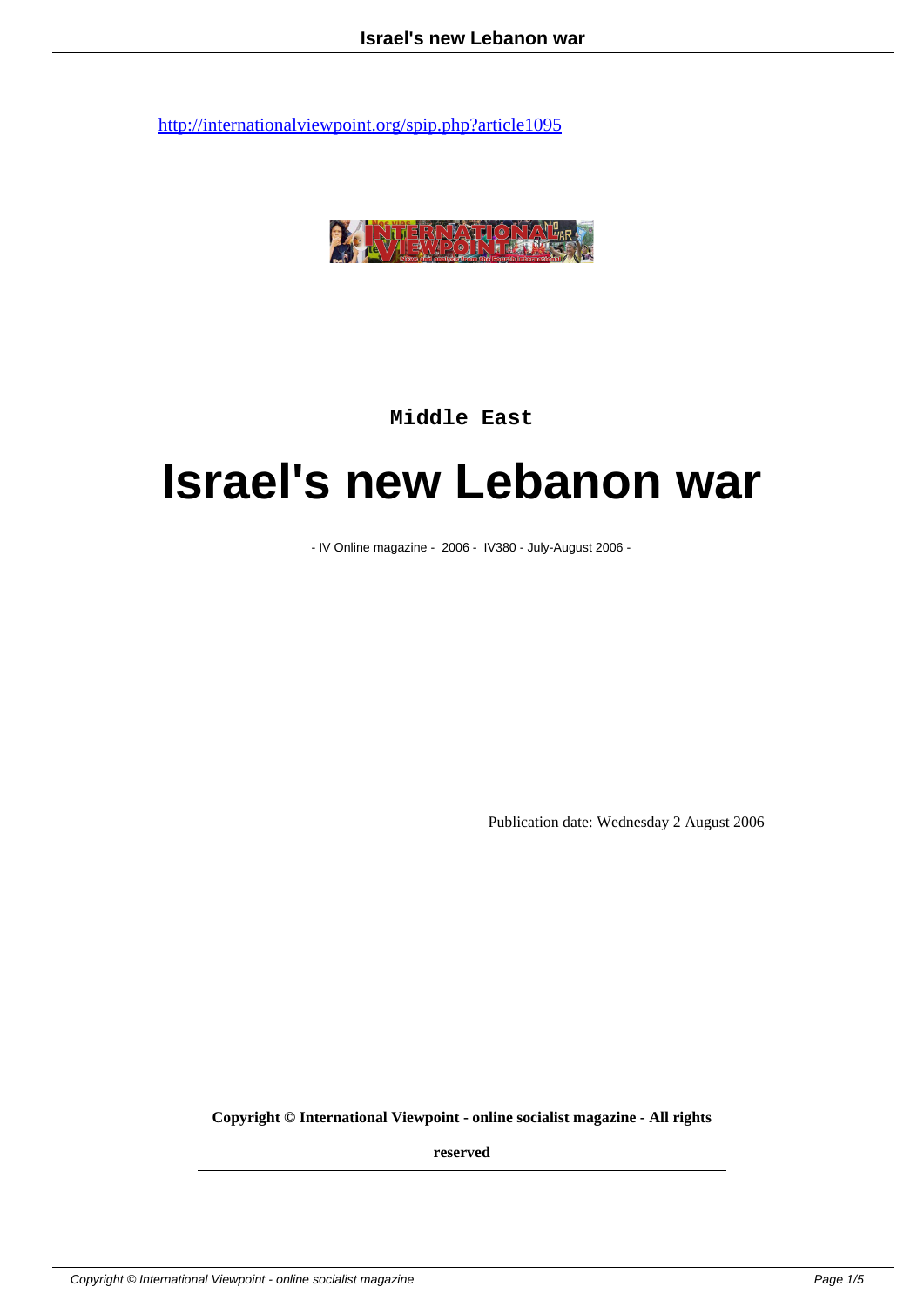http://internationalviewpoint.org/spip.php?article1095

Middle East

# Israel's new Lebanon war

- IV Online magazine - 2006 - IV380 - July-August 2006 -

Publication date: Wednesday 2 August 2006

**Copyright © International Viewpoint - online socialist magazine - All rights reserved**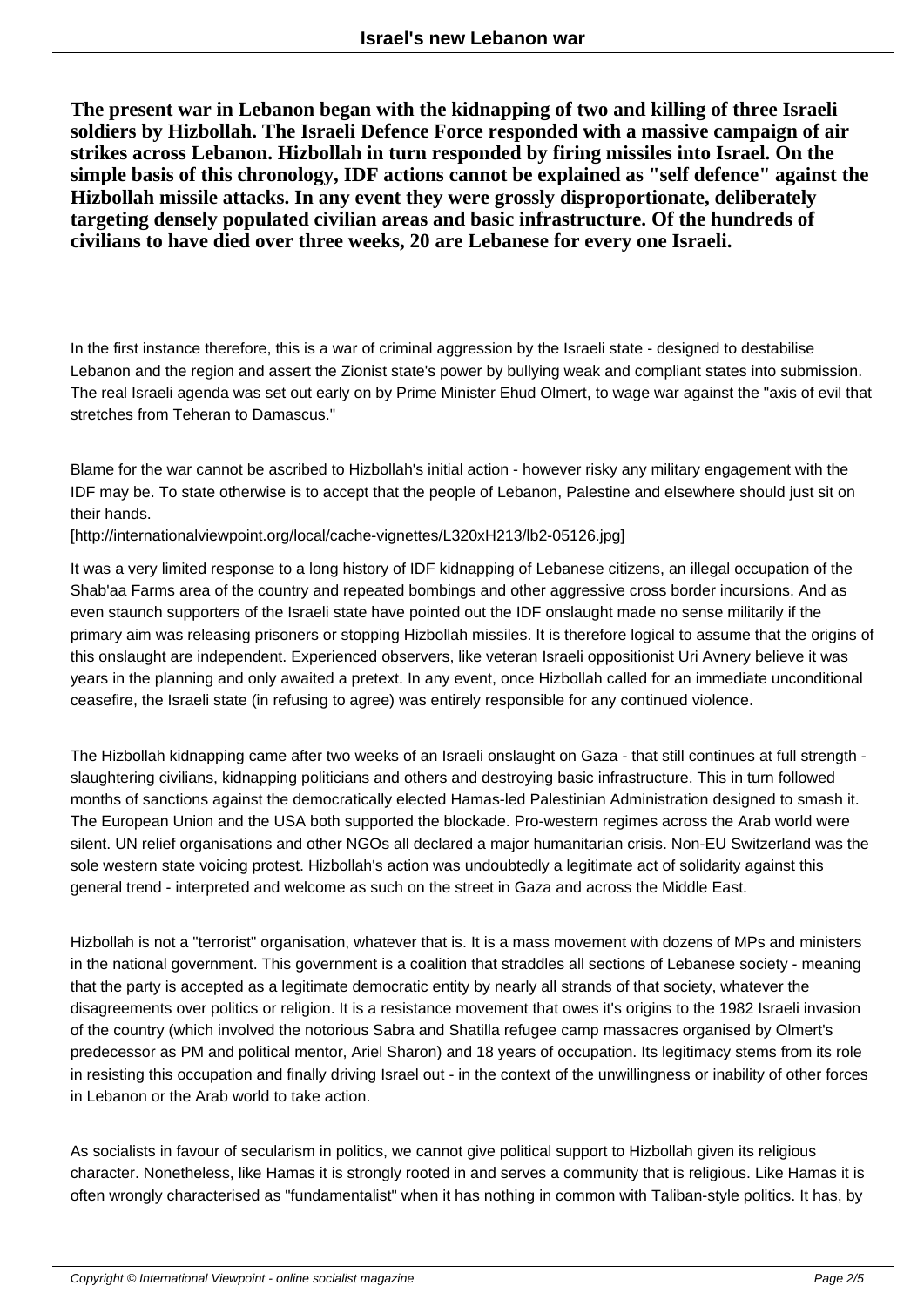**The present war in Lebanon began with the kidnapping of two and killing of three Israeli soldiers by Hizbollah. The Israeli Defence Force responded with a massive campaign of air strikes across Lebanon. Hizbollah in turn responded by firing missiles into Israel. On the simple basis of this chronology, IDF actions cannot be explained as "self defence" against the Hizbollah missile attacks. In any event they were grossly disproportionate, deliberately targeting densely populated civilian areas and basic infrastructure. Of the hundreds of civilians to have died over three weeks, 20 are Lebanese for every one Israeli.**

In the first instance therefore, this is a war of criminal aggression by the Israeli state - designed to destabilise Lebanon and the region and assert the Zionist state's power by bullying weak and compliant states into submission. The real Israeli agenda was set out early on by Prime Minister Ehud Olmert, to wage war against the "axis of evil that stretches from Teheran to Damascus."

Blame for the war cannot be ascribed to Hizbollah's initial action - however risky any military engagement with the IDF may be. To state otherwise is to accept that the people of Lebanon, Palestine and elsewhere should just sit on their hands.

[http://internationalviewpoint.org/local/cache-vignettes/L320xH213/lb2-05126.jpg]

It was a very limited response to a long history of IDF kidnapping of Lebanese citizens, an illegal occupation of the Shab'aa Farms area of the country and repeated bombings and other aggressive cross border incursions. And as even staunch supporters of the Israeli state have pointed out the IDF onslaught made no sense militarily if the primary aim was releasing prisoners or stopping Hizbollah missiles. It is therefore logical to assume that the origins of this onslaught are independent. Experienced observers, like veteran Israeli oppositionist Uri Avnery believe it was years in the planning and only awaited a pretext. In any event, once Hizbollah called for an immediate unconditional ceasefire, the Israeli state (in refusing to agree) was entirely responsible for any continued violence.

The Hizbollah kidnapping came after two weeks of an Israeli onslaught on Gaza - that still continues at full strength - slaughtering civilians, kidnapping politicians and others and destroying basic infrastructure. This in turn followed months of sanctions against the democratically elected Hamas-led Palestinian Administration designed to smash it. The European Union and the USA both supported the blockade. Pro-western regimes across the Arab world were silent. UN relief organisations and other NGOs all declared a major humanitarian crisis. Non-EU Switzerland was the sole western state voicing protest. Hizbollah's action was undoubtedly a legitimate act of solidarity against this general trend - interpreted and welcome as such on the street in Gaza and across the Middle East.

Hizbollah is not a "terrorist" organisation, whatever that is. It is a mass movement with dozens of MPs and ministers in the national government. This government is a coalition that straddles all sections of Lebanese society - meaning that the party is accepted as a legitimate democratic entity by nearly all strands of that society, whatever the disagreements over politics or religion. It is a resistance movement that owes it's origins to the 1982 Israeli invasion of the country (which involved the notorious Sabra and Shatilla refugee camp massacres organised by Olmert's predecessor as PM and political mentor, Ariel Sharon) and 18 years of occupation. Its legitimacy stems from its role in resisting this occupation and finally driving Israel out - in the context of the unwillingness or inability of other forces in Lebanon or the Arab world to take action.

As socialists in favour of secularism in politics, we cannot give political support to Hizbollah given its religious character. Nonetheless, like Hamas it is strongly rooted in and serves a community that is religious. Like Hamas it is often wrongly characterised as "fundamentalist" when it has nothing in common with Taliban-style politics. It has, by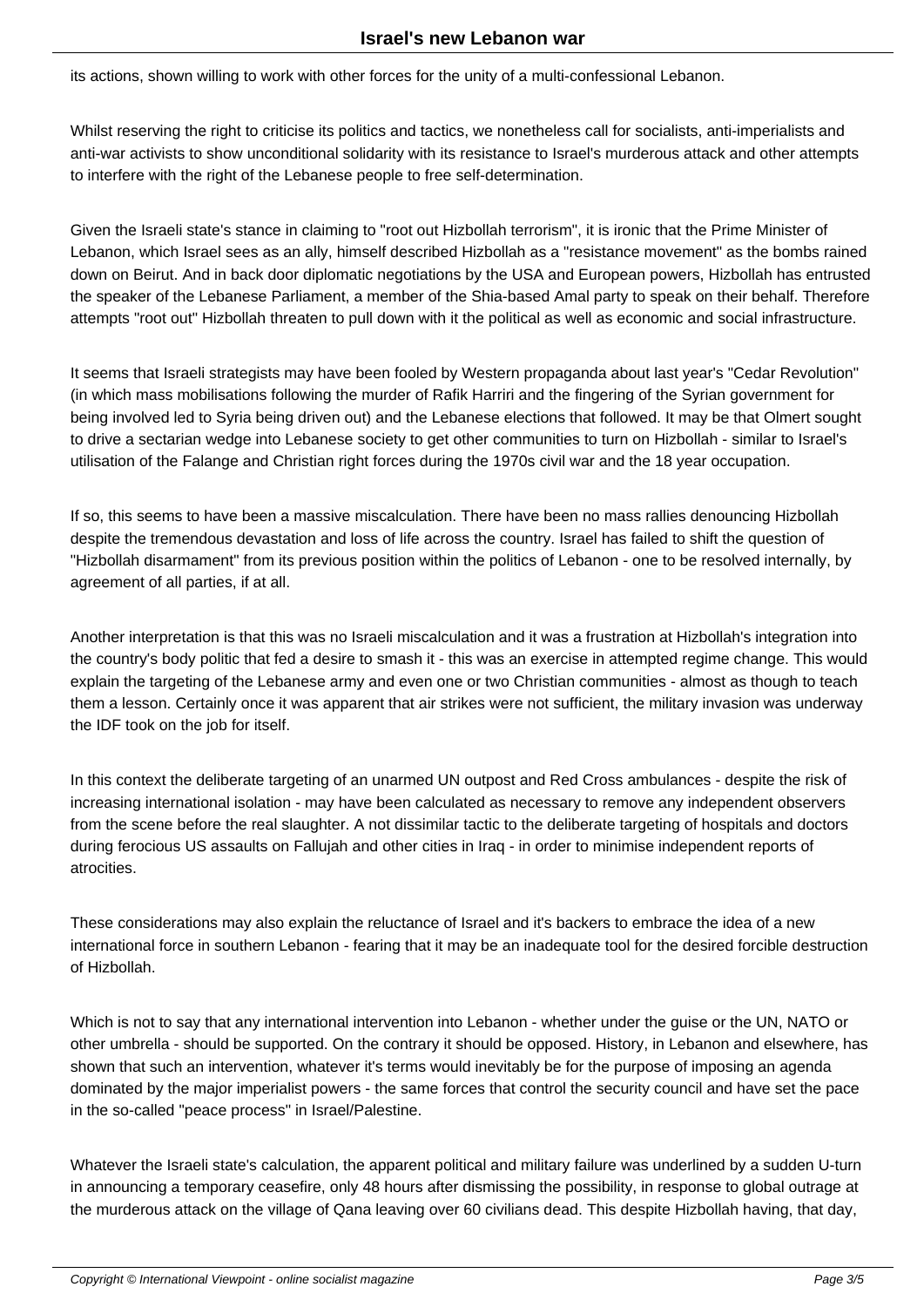its actions, shown willing to work with other forces for the unity of a multi-confessional Lebanon.

Whilst reserving the right to criticise its politics and tactics, we nonetheless call for socialists, anti-imperialists and anti-war activists to show unconditional solidarity with its resistance to Israel's murderous attack and other attempts to interfere with the right of the Lebanese people to free self-determination.

Given the Israeli state's stance in claiming to "root out Hizbollah terrorism", it is ironic that the Prime Minister of Lebanon, which Israel sees as an ally, himself described Hizbollah as a "resistance movement" as the bombs rained down on Beirut. And in back door diplomatic negotiations by the USA and European powers, Hizbollah has entrusted the speaker of the Lebanese Parliament, a member of the Shia-based Amal party to speak on their behalf. Therefore attempts "root out" Hizbollah threaten to pull down with it the political as well as economic and social infrastructure.

It seems that Israeli strategists may have been fooled by Western propaganda about last year's "Cedar Revolution" (in which mass mobilisations following the murder of Rafik Harriri and the fingering of the Syrian government for being involved led to Syria being driven out) and the Lebanese elections that followed. It may be that Olmert sought to drive a sectarian wedge into Lebanese society to get other communities to turn on Hizbollah - similar to Israel's utilisation of the Falange and Christian right forces during the 1970s civil war and the 18 year occupation.

If so, this seems to have been a massive miscalculation. There have been no mass rallies denouncing Hizbollah despite the tremendous devastation and loss of life across the country. Israel has failed to shift the question of "Hizbollah disarmament" from its previous position within the politics of Lebanon - one to be resolved internally, by agreement of all parties, if at all.

Another interpretation is that this was no Israeli miscalculation and it was a frustration at Hizbollah's integration into the country's body politic that fed a desire to smash it - this was an exercise in attempted regime change. This would explain the targeting of the Lebanese army and even one or two Christian communities - almost as though to teach them a lesson. Certainly once it was apparent that air strikes were not sufficient, the military invasion was underway the IDF took on the job for itself.

In this context the deliberate targeting of an unarmed UN outpost and Red Cross ambulances - despite the risk of increasing international isolation - may have been calculated as necessary to remove any independent observers from the scene before the real slaughter. A not dissimilar tactic to the deliberate targeting of hospitals and doctors during ferocious US assaults on Fallujah and other cities in Iraq - in order to minimise independent reports of atrocities.

These considerations may also explain the reluctance of Israel and it's backers to embrace the idea of a new international force in southern Lebanon - fearing that it may be an inadequate tool for the desired forcible destruction of Hizbollah.

Which is not to say that any international intervention into Lebanon - whether under the guise or the UN, NATO or other umbrella - should be supported. On the contrary it should be opposed. History, in Lebanon and elsewhere, has shown that such an intervention, whatever it's terms would inevitably be for the purpose of imposing an agenda dominated by the major imperialist powers - the same forces that control the security council and have set the pace in the so-called "peace process" in Israel/Palestine.

Whatever the Israeli state's calculation, the apparent political and military failure was underlined by a sudden U-turn in announcing a temporary ceasefire, only 48 hours after dismissing the possibility, in response to global outrage at the murderous attack on the village of Qana leaving over 60 civilians dead. This despite Hizbollah having, that day,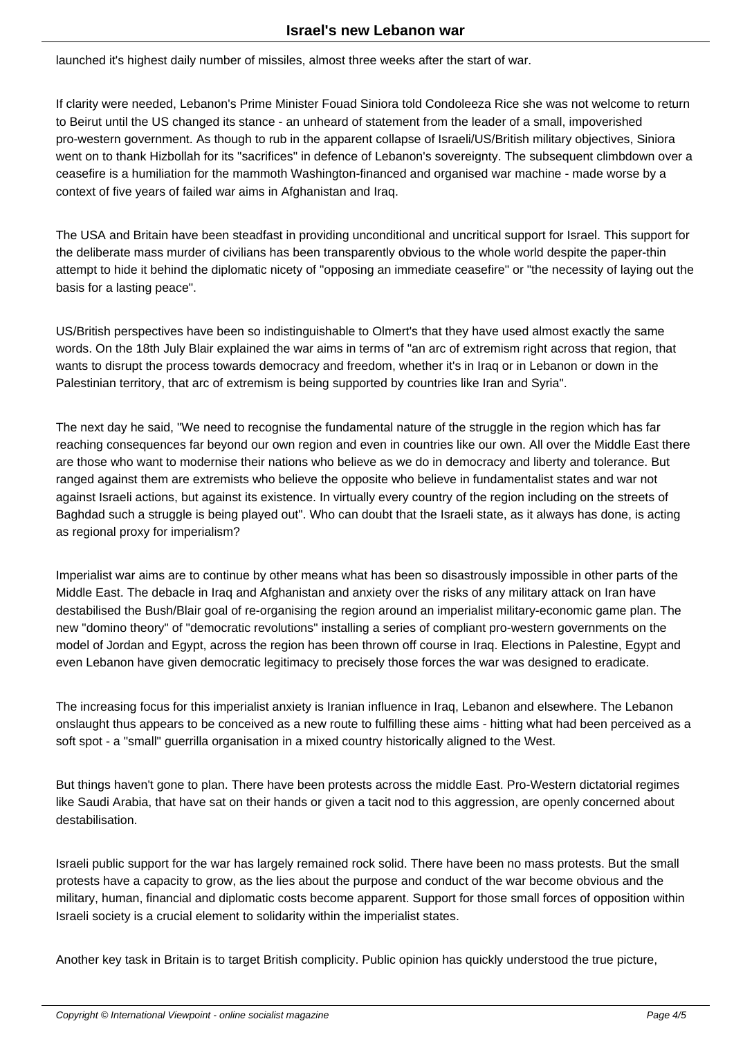launched it's highest daily number of missiles, almost three weeks after the start of war.

If clarity were needed, Lebanon's Prime Minister Fouad Siniora told Condoleeza Rice she was not welcome to return to Beirut until the US changed its stance - an unheard of statement from the leader of a small, impoverished pro-western government. As though to rub in the apparent collapse of Israeli/US/British military objectives, Siniora went on to thank Hizbollah for its "sacrifices" in defence of Lebanon's sovereignty. The subsequent climbdown over a ceasefire is a humiliation for the mammoth Washington-financed and organised war machine - made worse by a context of five years of failed war aims in Afghanistan and Iraq.

The USA and Britain have been steadfast in providing unconditional and uncritical support for Israel. This support for the deliberate mass murder of civilians has been transparently obvious to the whole world despite the paper-thin attempt to hide it behind the diplomatic nicety of "opposing an immediate ceasefire" or "the necessity of laying out the basis for a lasting peace".

US/British perspectives have been so indistinguishable to Olmert's that they have used almost exactly the same words. On the 18th July Blair explained the war aims in terms of "an arc of extremism right across that region, that wants to disrupt the process towards democracy and freedom, whether it's in Iraq or in Lebanon or down in the Palestinian territory, that arc of extremism is being supported by countries like Iran and Syria".

The next day he said, "We need to recognise the fundamental nature of the struggle in the region which has far reaching consequences far beyond our own region and even in countries like our own. All over the Middle East there are those who want to modernise their nations who believe as we do in democracy and liberty and tolerance. But ranged against them are extremists who believe the opposite who believe in fundamentalist states and war not against Israeli actions, but against its existence. In virtually every country of the region including on the streets of Baghdad such a struggle is being played out". Who can doubt that the Israeli state, as it always has done, is acting as regional proxy for imperialism?

Imperialist war aims are to continue by other means what has been so disastrously impossible in other parts of the Middle East. The debacle in Iraq and Afghanistan and anxiety over the risks of any military attack on Iran have destabilised the Bush/Blair goal of re-organising the region around an imperialist military-economic game plan. The new "domino theory" of "democratic revolutions" installing a series of compliant pro-western governments on the model of Jordan and Egypt, across the region has been thrown off course in Iraq. Elections in Palestine, Egypt and even Lebanon have given democratic legitimacy to precisely those forces the war was designed to eradicate.

The increasing focus for this imperialist anxiety is Iranian influence in Iraq, Lebanon and elsewhere. The Lebanon onslaught thus appears to be conceived as a new route to fulfilling these aims - hitting what had been perceived as a soft spot - a "small" guerrilla organisation in a mixed country historically aligned to the West.

But things haven't gone to plan. There have been protests across the middle East. Pro-Western dictatorial regimes like Saudi Arabia, that have sat on their hands or given a tacit nod to this aggression, are openly concerned about destabilisation.

Israeli public support for the war has largely remained rock solid. There have been no mass protests. But the small protests have a capacity to grow, as the lies about the purpose and conduct of the war become obvious and the military, human, financial and diplomatic costs become apparent. Support for those small forces of opposition within Israeli society is a crucial element to solidarity within the imperialist states.

Another key task in Britain is to target British complicity. Public opinion has quickly understood the true picture,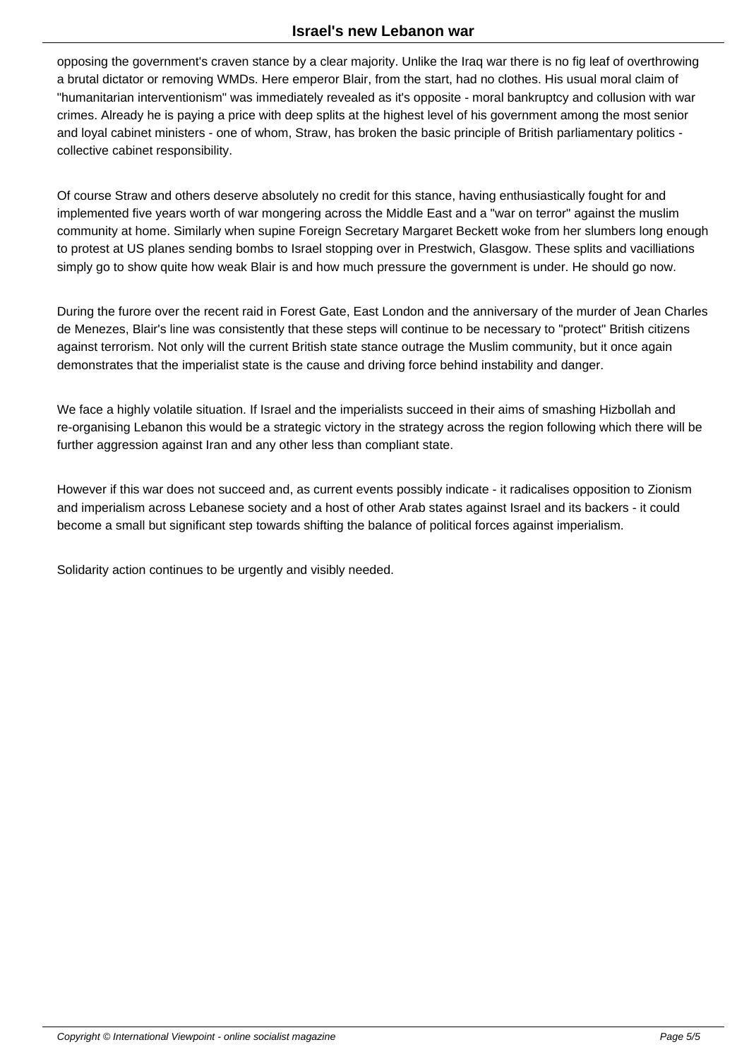opposing the government's craven stance by a clear majority. Unlike the Iraq war there is no fig leaf of overthrowing a brutal dictator or removing WMDs. Here emperor Blair, from the start, had no clothes. His usual moral claim of "humanitarian interventionism" was immediately revealed as it's opposite - moral bankruptcy and collusion with war crimes. Already he is paying a price with deep splits at the highest level of his government among the most senior and loyal cabinet ministers - one of whom, Straw, has broken the basic principle of British parliamentary politics - collective cabinet responsibility.

Of course Straw and others deserve absolutely no credit for this stance, having enthusiastically fought for and implemented five years worth of war mongering across the Middle East and a "war on terror" against the muslim community at home. Similarly when supine Foreign Secretary Margaret Beckett woke from her slumbers long enough to protest at US planes sending bombs to Israel stopping over in Prestwich, Glasgow. These splits and vacilliations simply go to show quite how weak Blair is and how much pressure the government is under. He should go now.

During the furore over the recent raid in Forest Gate, East London and the anniversary of the murder of Jean Charles de Menezes, Blair's line was consistently that these steps will continue to be necessary to "protect" British citizens against terrorism. Not only will the current British state stance outrage the Muslim community, but it once again demonstrates that the imperialist state is the cause and driving force behind instability and danger.

We face a highly volatile situation. If Israel and the imperialists succeed in their aims of smashing Hizbollah and re-organising Lebanon this would be a strategic victory in the strategy across the region following which there will be further aggression against Iran and any other less than compliant state.

However if this war does not succeed and, as current events possibly indicate - it radicalises opposition to Zionism and imperialism across Lebanese society and a host of other Arab states against Israel and its backers - it could become a small but significant step towards shifting the balance of political forces against imperialism.

Solidarity action continues to be urgently and visibly needed.